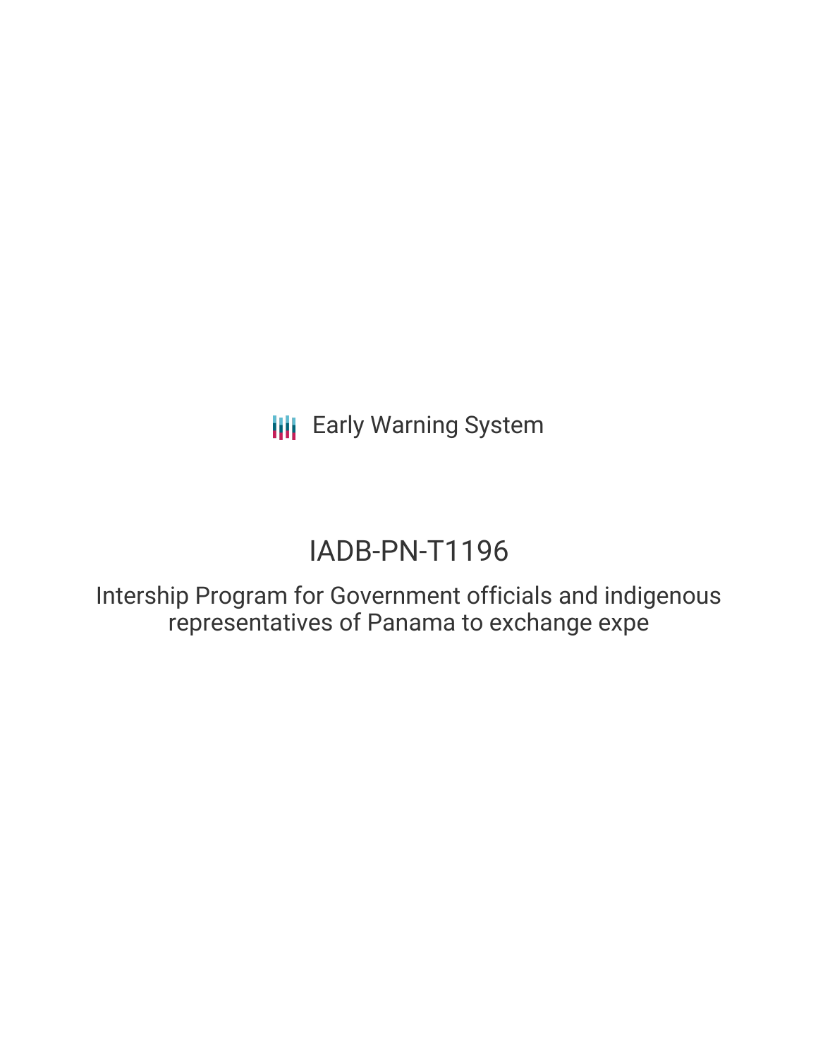Early Warning System

# IADB-PN-T1196

Intership Program for Government officials and indigenous representatives of Panama to exchange expe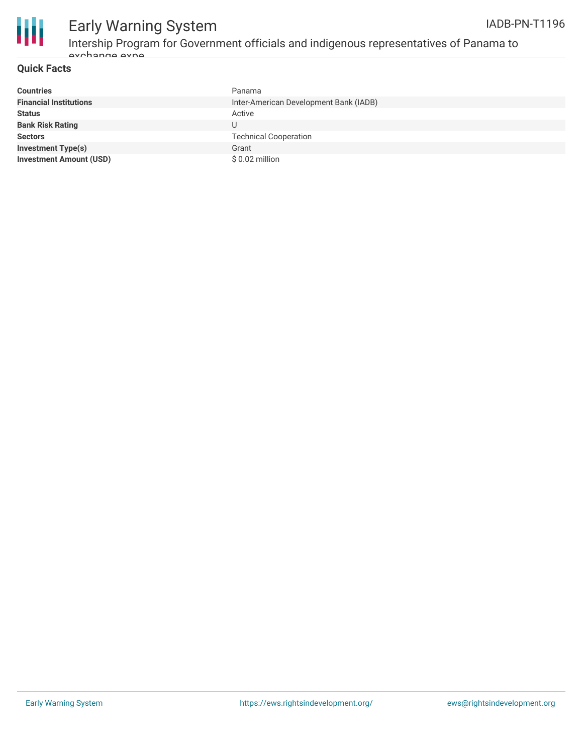## Quick Facts

| | |
|---|---|
| **Countries** | Panama |
| **Financial Institutions** | Inter-American Development Bank (IADB) |
| **Status** | Active |
| **Bank Risk Rating** | U |
| **Sectors** | Technical Cooperation |
| **Investment Type(s)** | Grant |
| **Investment Amount (USD)** | $ 0.02 million |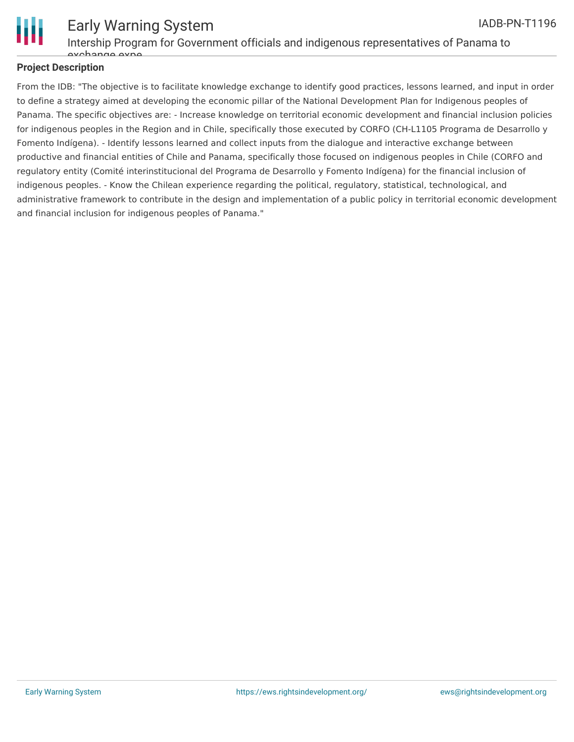## Project Description

From the IDB: "The objective is to facilitate knowledge exchange to identify good practices, lessons learned, and input in order to define a strategy aimed at developing the economic pillar of the National Development Plan for Indigenous peoples of Panama. The specific objectives are: - Increase knowledge on territorial economic development and financial inclusion policies for indigenous peoples in the Region and in Chile, specifically those executed by CORFO (CH-L1105 Programa de Desarrollo y Fomento Indígena). - Identify lessons learned and collect inputs from the dialogue and interactive exchange between productive and financial entities of Chile and Panama, specifically those focused on indigenous peoples in Chile (CORFO and regulatory entity (Comité interinstitucional del Programa de Desarrollo y Fomento Indígena) for the financial inclusion of indigenous peoples. - Know the Chilean experience regarding the political, regulatory, statistical, technological, and administrative framework to contribute in the design and implementation of a public policy in territorial economic development and financial inclusion for indigenous peoples of Panama."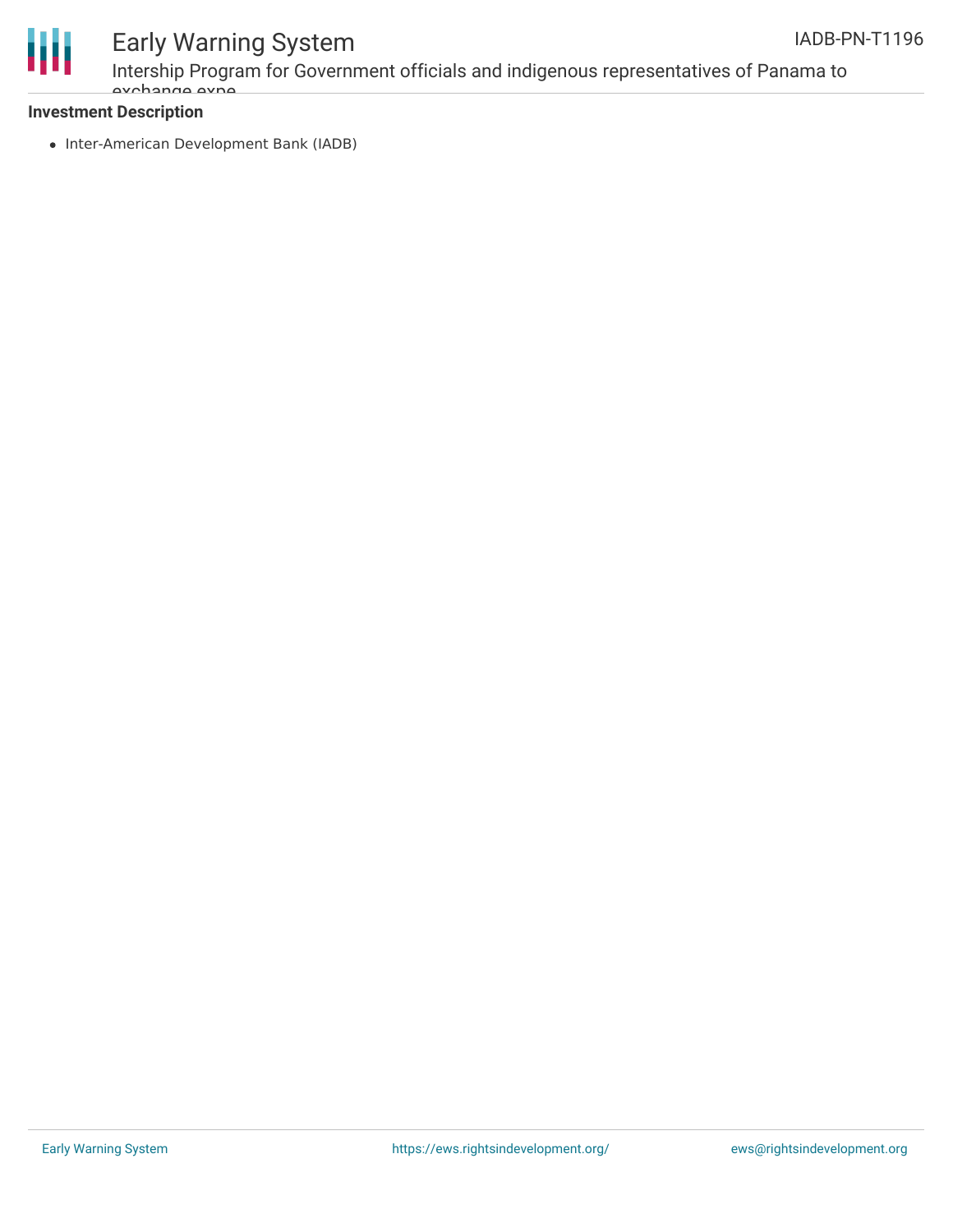**Investment Description**

- Inter-American Development Bank (IADB)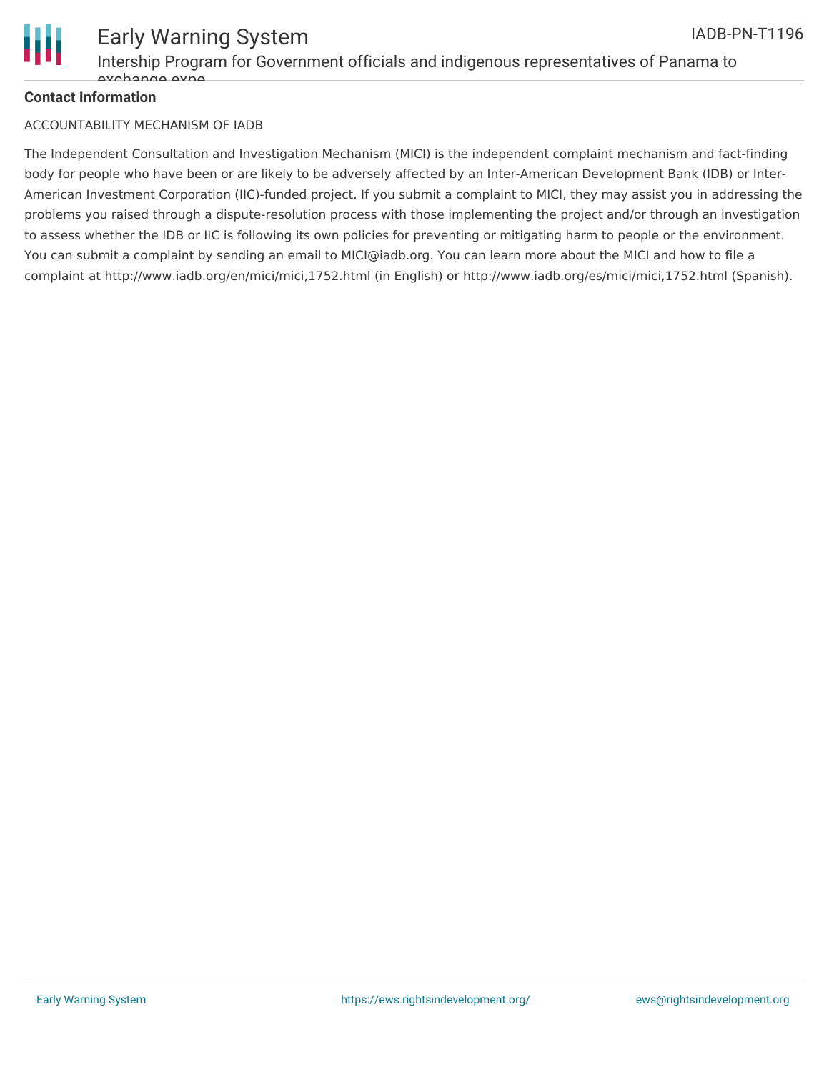**Contact Information**

ACCOUNTABILITY MECHANISM OF IADB

The Independent Consultation and Investigation Mechanism (MICI) is the independent complaint mechanism and fact-finding body for people who have been or are likely to be adversely affected by an Inter-American Development Bank (IDB) or Inter-American Investment Corporation (IIC)-funded project. If you submit a complaint to MICI, they may assist you in addressing the problems you raised through a dispute-resolution process with those implementing the project and/or through an investigation to assess whether the IDB or IIC is following its own policies for preventing or mitigating harm to people or the environment. You can submit a complaint by sending an email to MICI@iadb.org. You can learn more about the MICI and how to file a complaint at http://www.iadb.org/en/mici/mici,1752.html (in English) or http://www.iadb.org/es/mici/mici,1752.html (Spanish).